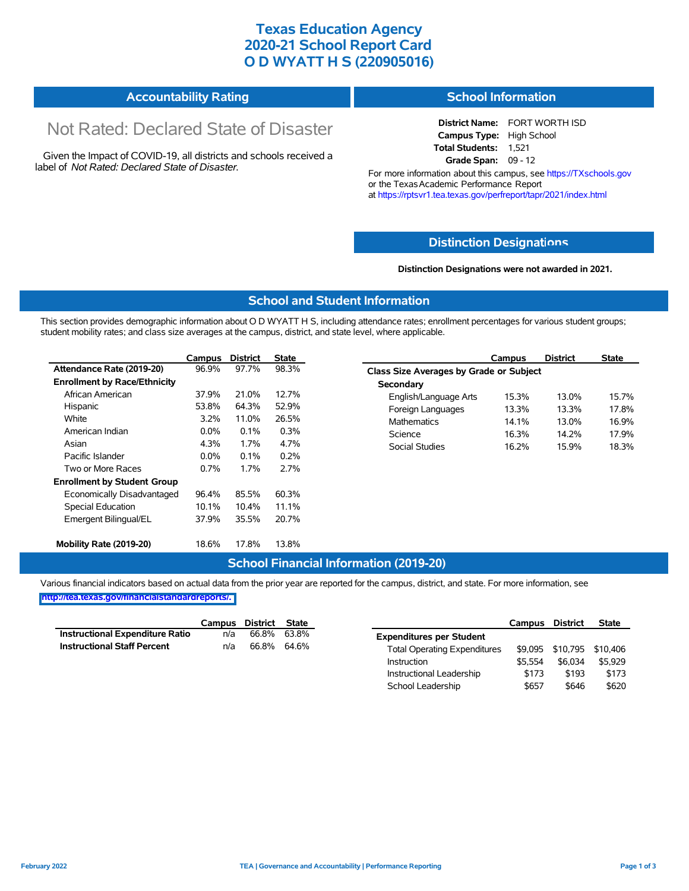# Texas Education Agency
# 2020-21 School Report Card
# O D WYATT H S (220905016)

## Accountability Rating

Not Rated: Declared State of Disaster

Given the Impact of COVID-19, all districts and schools received a label of *Not Rated: Declared State of Disaster*.

## School Information

**District Name:** FORT WORTH ISD
**Campus Type:** High School
**Total Students:** 1,521
**Grade Span:** 09 - 12

For more information about this campus, see https://TXschools.gov or the Texas Academic Performance Report at https://rptsvr1.tea.texas.gov/perfreport/tapr/2021/index.html

## Distinction Designations

**Distinction Designations were not awarded in 2021.**

## School and Student Information

This section provides demographic information about O D WYATT H S, including attendance rates; enrollment percentages for various student groups; student mobility rates; and class size averages at the campus, district, and state level, where applicable.

| | Campus | District | State |
|---|---|---|---|
| **Attendance Rate (2019-20)** | 96.9% | 97.7% | 98.3% |
| **Enrollment by Race/Ethnicity** | | | |
| African American | 37.9% | 21.0% | 12.7% |
| Hispanic | 53.8% | 64.3% | 52.9% |
| White | 3.2% | 11.0% | 26.5% |
| American Indian | 0.0% | 0.1% | 0.3% |
| Asian | 4.3% | 1.7% | 4.7% |
| Pacific Islander | 0.0% | 0.1% | 0.2% |
| Two or More Races | 0.7% | 1.7% | 2.7% |
| **Enrollment by Student Group** | | | |
| Economically Disadvantaged | 96.4% | 85.5% | 60.3% |
| Special Education | 10.1% | 10.4% | 11.1% |
| Emergent Bilingual/EL | 37.9% | 35.5% | 20.7% |
| **Mobility Rate (2019-20)** | 18.6% | 17.8% | 13.8% |

| | Campus | District | State |
|---|---|---|---|
| **Class Size Averages by Grade or Subject** | | | |
| **Secondary** | | | |
| English/Language Arts | 15.3% | 13.0% | 15.7% |
| Foreign Languages | 13.3% | 13.3% | 17.8% |
| Mathematics | 14.1% | 13.0% | 16.9% |
| Science | 16.3% | 14.2% | 17.9% |
| Social Studies | 16.2% | 15.9% | 18.3% |

## School Financial Information (2019-20)

Various financial indicators based on actual data from the prior year are reported for the campus, district, and state. For more information, see http://tea.texas.gov/financialstandardreports/.

| | Campus | District | State |
|---|---|---|---|
| **Instructional Expenditure Ratio** | n/a | 66.8% | 63.8% |
| **Instructional Staff Percent** | n/a | 66.8% | 64.6% |

| | Campus | District | State |
|---|---|---|---|
| **Expenditures per Student** | | | |
| Total Operating Expenditures | $9,095 | $10,795 | $10,406 |
| Instruction | $5,554 | $6,034 | $5,929 |
| Instructional Leadership | $173 | $193 | $173 |
| School Leadership | $657 | $646 | $620 |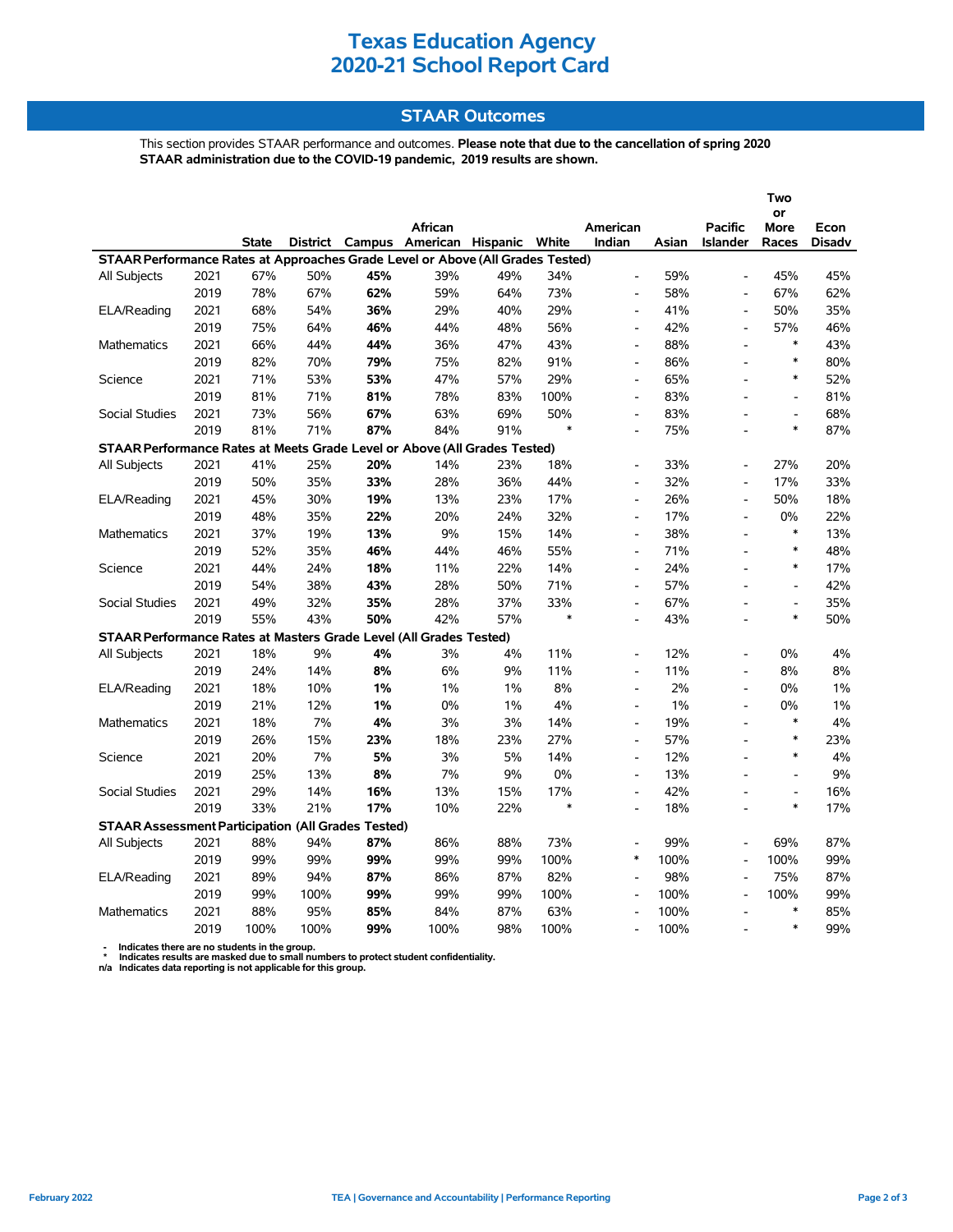# Texas Education Agency
# 2020-21 School Report Card

## STAAR Outcomes

This section provides STAAR performance and outcomes. **Please note that due to the cancellation of spring 2020 STAAR administration due to the COVID-19 pandemic, 2019 results are shown.**

| | | State | District | Campus | African American | Hispanic | White | American Indian | Asian | Pacific Islander | Two or More Races | Econ Disadv |
|---|---|---|---|---|---|---|---|---|---|---|---|---|
| **STAAR Performance Rates at Approaches Grade Level or Above (All Grades Tested)** | | | | | | | | | | | | |
| All Subjects | 2021 | 67% | 50% | **45%** | 39% | 49% | 34% | - | 59% | - | 45% | 45% |
| | 2019 | 78% | 67% | **62%** | 59% | 64% | 73% | - | 58% | - | 67% | 62% |
| ELA/Reading | 2021 | 68% | 54% | **36%** | 29% | 40% | 29% | - | 41% | - | 50% | 35% |
| | 2019 | 75% | 64% | **46%** | 44% | 48% | 56% | - | 42% | - | 57% | 46% |
| Mathematics | 2021 | 66% | 44% | **44%** | 36% | 47% | 43% | - | 88% | - | * | 43% |
| | 2019 | 82% | 70% | **79%** | 75% | 82% | 91% | - | 86% | - | * | 80% |
| Science | 2021 | 71% | 53% | **53%** | 47% | 57% | 29% | - | 65% | - | * | 52% |
| | 2019 | 81% | 71% | **81%** | 78% | 83% | 100% | - | 83% | - | - | 81% |
| Social Studies | 2021 | 73% | 56% | **67%** | 63% | 69% | 50% | - | 83% | - | - | 68% |
| | 2019 | 81% | 71% | **87%** | 84% | 91% | * | - | 75% | - | * | 87% |
| **STAAR Performance Rates at Meets Grade Level or Above (All Grades Tested)** | | | | | | | | | | | | |
| All Subjects | 2021 | 41% | 25% | **20%** | 14% | 23% | 18% | - | 33% | - | 27% | 20% |
| | 2019 | 50% | 35% | **33%** | 28% | 36% | 44% | - | 32% | - | 17% | 33% |
| ELA/Reading | 2021 | 45% | 30% | **19%** | 13% | 23% | 17% | - | 26% | - | 50% | 18% |
| | 2019 | 48% | 35% | **22%** | 20% | 24% | 32% | - | 17% | - | 0% | 22% |
| Mathematics | 2021 | 37% | 19% | **13%** | 9% | 15% | 14% | - | 38% | - | * | 13% |
| | 2019 | 52% | 35% | **46%** | 44% | 46% | 55% | - | 71% | - | * | 48% |
| Science | 2021 | 44% | 24% | **18%** | 11% | 22% | 14% | - | 24% | - | * | 17% |
| | 2019 | 54% | 38% | **43%** | 28% | 50% | 71% | - | 57% | - | - | 42% |
| Social Studies | 2021 | 49% | 32% | **35%** | 28% | 37% | 33% | - | 67% | - | - | 35% |
| | 2019 | 55% | 43% | **50%** | 42% | 57% | * | - | 43% | - | * | 50% |
| **STAAR Performance Rates at Masters Grade Level (All Grades Tested)** | | | | | | | | | | | | |
| All Subjects | 2021 | 18% | 9% | **4%** | 3% | 4% | 11% | - | 12% | - | 0% | 4% |
| | 2019 | 24% | 14% | **8%** | 6% | 9% | 11% | - | 11% | - | 8% | 8% |
| ELA/Reading | 2021 | 18% | 10% | **1%** | 1% | 1% | 8% | - | 2% | - | 0% | 1% |
| | 2019 | 21% | 12% | **1%** | 0% | 1% | 4% | - | 1% | - | 0% | 1% |
| Mathematics | 2021 | 18% | 7% | **4%** | 3% | 3% | 14% | - | 19% | - | * | 4% |
| | 2019 | 26% | 15% | **23%** | 18% | 23% | 27% | - | 57% | - | * | 23% |
| Science | 2021 | 20% | 7% | **5%** | 3% | 5% | 14% | - | 12% | - | * | 4% |
| | 2019 | 25% | 13% | **8%** | 7% | 9% | 0% | - | 13% | - | - | 9% |
| Social Studies | 2021 | 29% | 14% | **16%** | 13% | 15% | 17% | - | 42% | - | - | 16% |
| | 2019 | 33% | 21% | **17%** | 10% | 22% | * | - | 18% | - | * | 17% |
| **STAAR Assessment Participation (All Grades Tested)** | | | | | | | | | | | | |
| All Subjects | 2021 | 88% | 94% | **87%** | 86% | 88% | 73% | - | 99% | - | 69% | 87% |
| | 2019 | 99% | 99% | **99%** | 99% | 99% | 100% | * | 100% | - | 100% | 99% |
| ELA/Reading | 2021 | 89% | 94% | **87%** | 86% | 87% | 82% | - | 98% | - | 75% | 87% |
| | 2019 | 99% | 100% | **99%** | 99% | 99% | 100% | - | 100% | - | 100% | 99% |
| Mathematics | 2021 | 88% | 95% | **85%** | 84% | 87% | 63% | - | 100% | - | * | 85% |
| | 2019 | 100% | 100% | **99%** | 100% | 98% | 100% | - | 100% | - | * | 99% |

- Indicates there are no students in the group.
\* Indicates results are masked due to small numbers to protect student confidentiality.
n/a Indicates data reporting is not applicable for this group.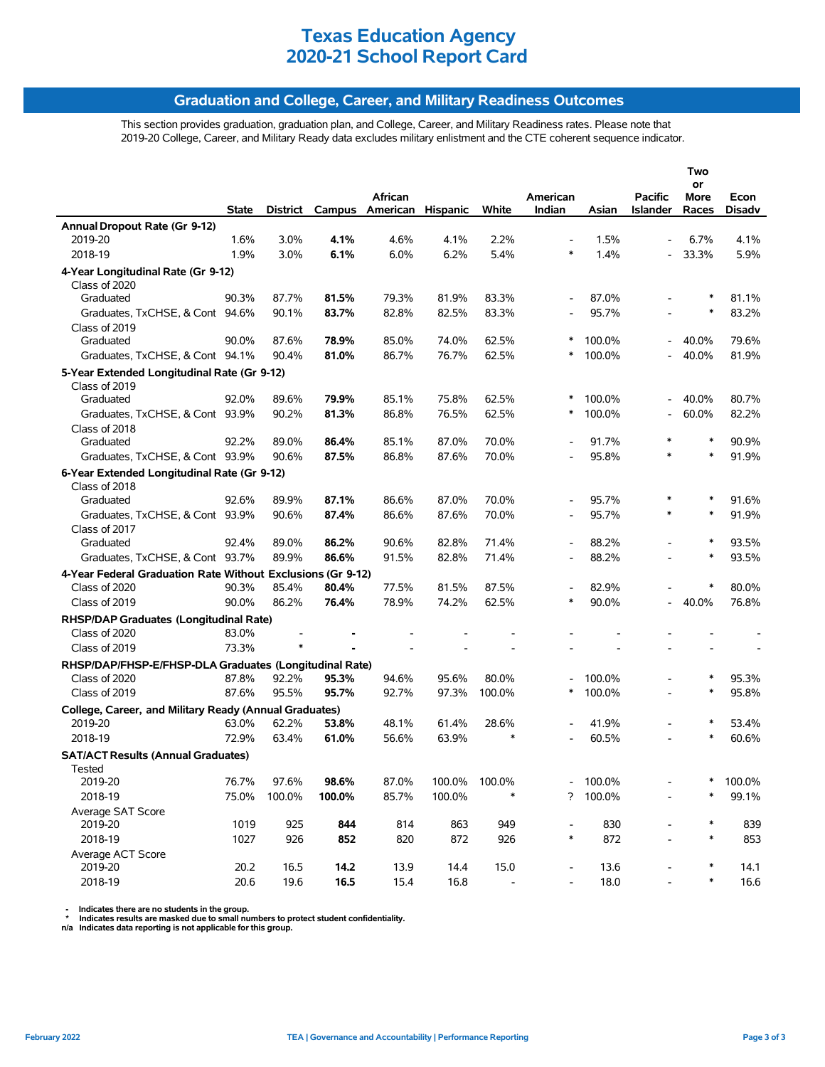# Texas Education Agency
# 2020-21 School Report Card

## Graduation and College, Career, and Military Readiness Outcomes

This section provides graduation, graduation plan, and College, Career, and Military Readiness rates. Please note that 2019-20 College, Career, and Military Ready data excludes military enlistment and the CTE coherent sequence indicator.

| | State | District | Campus | African American | Hispanic | White | American Indian | Asian | Pacific Islander | Two or More Races | Econ Disadv |
|---|---|---|---|---|---|---|---|---|---|---|---|
| **Annual Dropout Rate (Gr 9-12)** | | | | | | | | | | | |
| 2019-20 | 1.6% | 3.0% | **4.1%** | 4.6% | 4.1% | 2.2% | - | 1.5% | - | 6.7% | 4.1% |
| 2018-19 | 1.9% | 3.0% | **6.1%** | 6.0% | 6.2% | 5.4% | * | 1.4% | - | 33.3% | 5.9% |
| **4-Year Longitudinal Rate (Gr 9-12)** | | | | | | | | | | | |
| Class of 2020 | | | | | | | | | | | |
| Graduated | 90.3% | 87.7% | **81.5%** | 79.3% | 81.9% | 83.3% | - | 87.0% | - | * | 81.1% |
| Graduates, TxCHSE, & Cont | 94.6% | 90.1% | **83.7%** | 82.8% | 82.5% | 83.3% | - | 95.7% | - | * | 83.2% |
| Class of 2019 | | | | | | | | | | | |
| Graduated | 90.0% | 87.6% | **78.9%** | 85.0% | 74.0% | 62.5% | * | 100.0% | - | 40.0% | 79.6% |
| Graduates, TxCHSE, & Cont | 94.1% | 90.4% | **81.0%** | 86.7% | 76.7% | 62.5% | * | 100.0% | - | 40.0% | 81.9% |
| **5-Year Extended Longitudinal Rate (Gr 9-12)** | | | | | | | | | | | |
| Class of 2019 | | | | | | | | | | | |
| Graduated | 92.0% | 89.6% | **79.9%** | 85.1% | 75.8% | 62.5% | * | 100.0% | - | 40.0% | 80.7% |
| Graduates, TxCHSE, & Cont | 93.9% | 90.2% | **81.3%** | 86.8% | 76.5% | 62.5% | * | 100.0% | - | 60.0% | 82.2% |
| Class of 2018 | | | | | | | | | | | |
| Graduated | 92.2% | 89.0% | **86.4%** | 85.1% | 87.0% | 70.0% | - | 91.7% | * | * | 90.9% |
| Graduates, TxCHSE, & Cont | 93.9% | 90.6% | **87.5%** | 86.8% | 87.6% | 70.0% | - | 95.8% | * | * | 91.9% |
| **6-Year Extended Longitudinal Rate (Gr 9-12)** | | | | | | | | | | | |
| Class of 2018 | | | | | | | | | | | |
| Graduated | 92.6% | 89.9% | **87.1%** | 86.6% | 87.0% | 70.0% | - | 95.7% | * | * | 91.6% |
| Graduates, TxCHSE, & Cont | 93.9% | 90.6% | **87.4%** | 86.6% | 87.6% | 70.0% | - | 95.7% | * | * | 91.9% |
| Class of 2017 | | | | | | | | | | | |
| Graduated | 92.4% | 89.0% | **86.2%** | 90.6% | 82.8% | 71.4% | - | 88.2% | - | * | 93.5% |
| Graduates, TxCHSE, & Cont | 93.7% | 89.9% | **86.6%** | 91.5% | 82.8% | 71.4% | - | 88.2% | - | * | 93.5% |
| **4-Year Federal Graduation Rate Without Exclusions (Gr 9-12)** | | | | | | | | | | | |
| Class of 2020 | 90.3% | 85.4% | **80.4%** | 77.5% | 81.5% | 87.5% | - | 82.9% | - | * | 80.0% |
| Class of 2019 | 90.0% | 86.2% | **76.4%** | 78.9% | 74.2% | 62.5% | * | 90.0% | - | 40.0% | 76.8% |
| **RHSP/DAP Graduates (Longitudinal Rate)** | | | | | | | | | | | |
| Class of 2020 | 83.0% | - | **-** | - | - | - | - | - | - | - | - |
| Class of 2019 | 73.3% | * | **-** | - | - | - | - | - | - | - | - |
| **RHSP/DAP/FHSP-E/FHSP-DLA Graduates (Longitudinal Rate)** | | | | | | | | | | | |
| Class of 2020 | 87.8% | 92.2% | **95.3%** | 94.6% | 95.6% | 80.0% | - | 100.0% | - | * | 95.3% |
| Class of 2019 | 87.6% | 95.5% | **95.7%** | 92.7% | 97.3% | 100.0% | * | 100.0% | - | * | 95.8% |
| **College, Career, and Military Ready (Annual Graduates)** | | | | | | | | | | | |
| 2019-20 | 63.0% | 62.2% | **53.8%** | 48.1% | 61.4% | 28.6% | - | 41.9% | - | * | 53.4% |
| 2018-19 | 72.9% | 63.4% | **61.0%** | 56.6% | 63.9% | * | - | 60.5% | - | * | 60.6% |
| **SAT/ACT Results (Annual Graduates)** | | | | | | | | | | | |
| Tested | | | | | | | | | | | |
| 2019-20 | 76.7% | 97.6% | **98.6%** | 87.0% | 100.0% | 100.0% | - | 100.0% | - | * | 100.0% |
| 2018-19 | 75.0% | 100.0% | **100.0%** | 85.7% | 100.0% | * | ? | 100.0% | - | * | 99.1% |
| Average SAT Score | | | | | | | | | | | |
| 2019-20 | 1019 | 925 | **844** | 814 | 863 | 949 | - | 830 | - | * | 839 |
| 2018-19 | 1027 | 926 | **852** | 820 | 872 | 926 | * | 872 | - | * | 853 |
| Average ACT Score | | | | | | | | | | | |
| 2019-20 | 20.2 | 16.5 | **14.2** | 13.9 | 14.4 | 15.0 | - | 13.6 | - | * | 14.1 |
| 2018-19 | 20.6 | 19.6 | **16.5** | 15.4 | 16.8 | - | - | 18.0 | - | * | 16.6 |

**-** Indicates there are no students in the group.
**\*** Indicates results are masked due to small numbers to protect student confidentiality.
**n/a** Indicates data reporting is not applicable for this group.